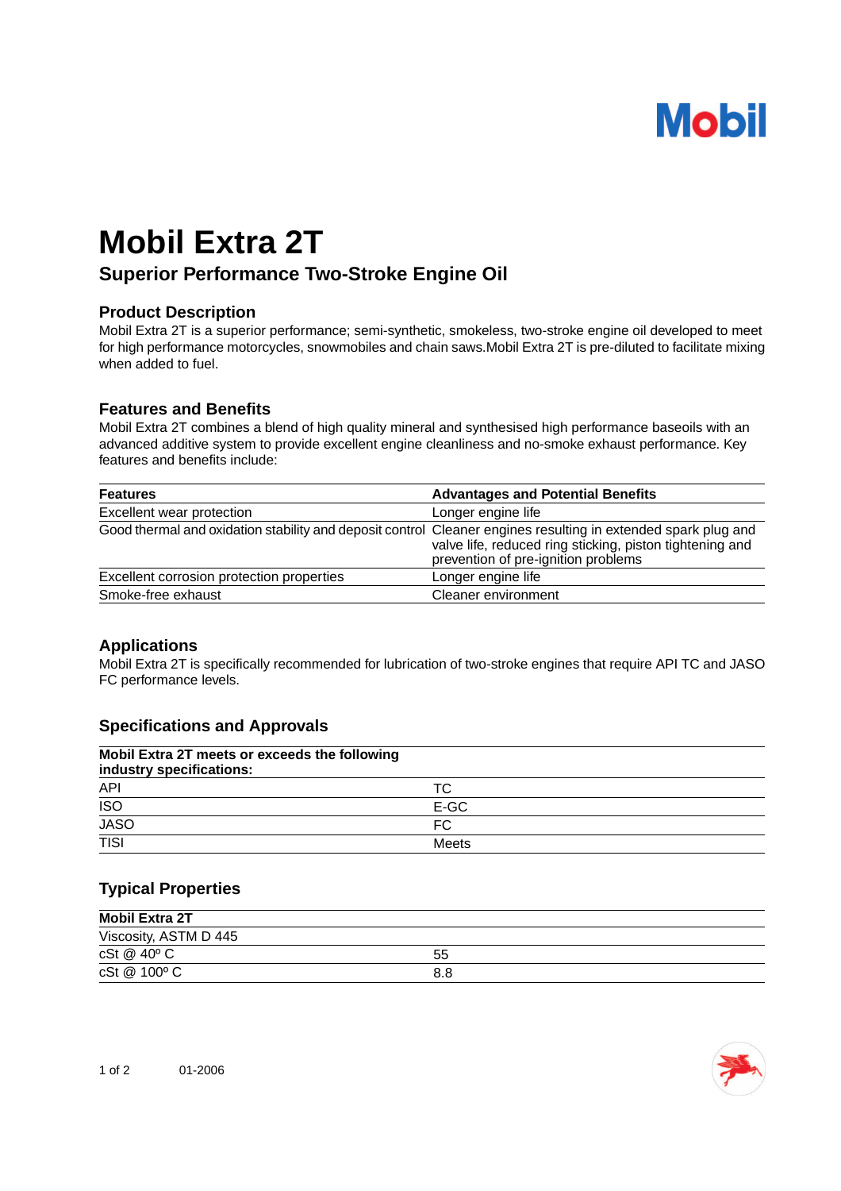# Mobil Extra 2T

## Superior Performance Two-Stroke Engine Oil

### Product Description

Mobil Extra 2T is a superior performance; semi-synthetic, smokeless, two-stroke engine oil developed to meet for high performance motorcycles, snowmobiles and chain saws.Mobil Extra 2T is pre-diluted to facilitate mixing when added to fuel.

### Features and Benefits

Mobil Extra 2T combines a blend of high quality mineral and synthesised high performance baseoils with an advanced additive system to provide excellent engine cleanliness and no-smoke exhaust performance. Key features and benefits include:

| Features | Advantages and Potential Benefits |
|---|---|
| Excellent wear protection | Longer engine life |
| Good thermal and oxidation stability and deposit control | Cleaner engines resulting in extended spark plug and valve life, reduced ring sticking, piston tightening and prevention of pre-ignition problems |
| Excellent corrosion protection properties | Longer engine life |
| Smoke-free exhaust | Cleaner environment |

### Applications

Mobil Extra 2T is specifically recommended for lubrication of two-stroke engines that require API TC and JASO FC performance levels.

### Specifications and Approvals

| Mobil Extra 2T meets or exceeds the following industry specifications: | |
|---|---|
| API | TC |
| ISO | E-GC |
| JASO | FC |
| TISI | Meets |

### Typical Properties

| Mobil Extra 2T | |
|---|---|
| Viscosity, ASTM D 445 | |
| cSt @ 40º C | 55 |
| cSt @ 100º C | 8.8 |

01-2006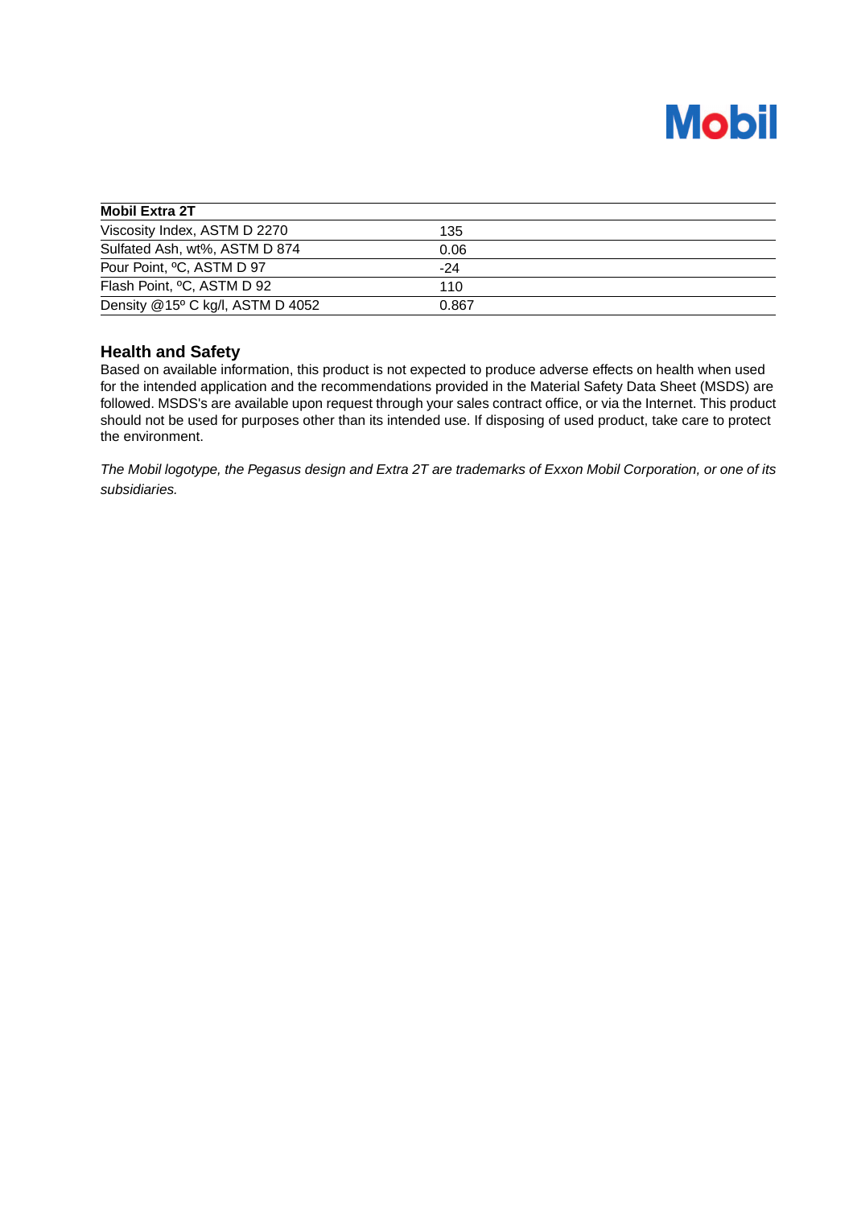| Mobil Extra 2T | |
|---|---|
| Viscosity Index, ASTM D 2270 | 135 |
| Sulfated Ash, wt%, ASTM D 874 | 0.06 |
| Pour Point, ºC, ASTM D 97 | -24 |
| Flash Point, ºC, ASTM D 92 | 110 |
| Density @15º C kg/l, ASTM D 4052 | 0.867 |

## Health and Safety

Based on available information, this product is not expected to produce adverse effects on health when used for the intended application and the recommendations provided in the Material Safety Data Sheet (MSDS) are followed. MSDS's are available upon request through your sales contract office, or via the Internet. This product should not be used for purposes other than its intended use. If disposing of used product, take care to protect the environment.

*The Mobil logotype, the Pegasus design and Extra 2T are trademarks of Exxon Mobil Corporation, or one of its subsidiaries.*